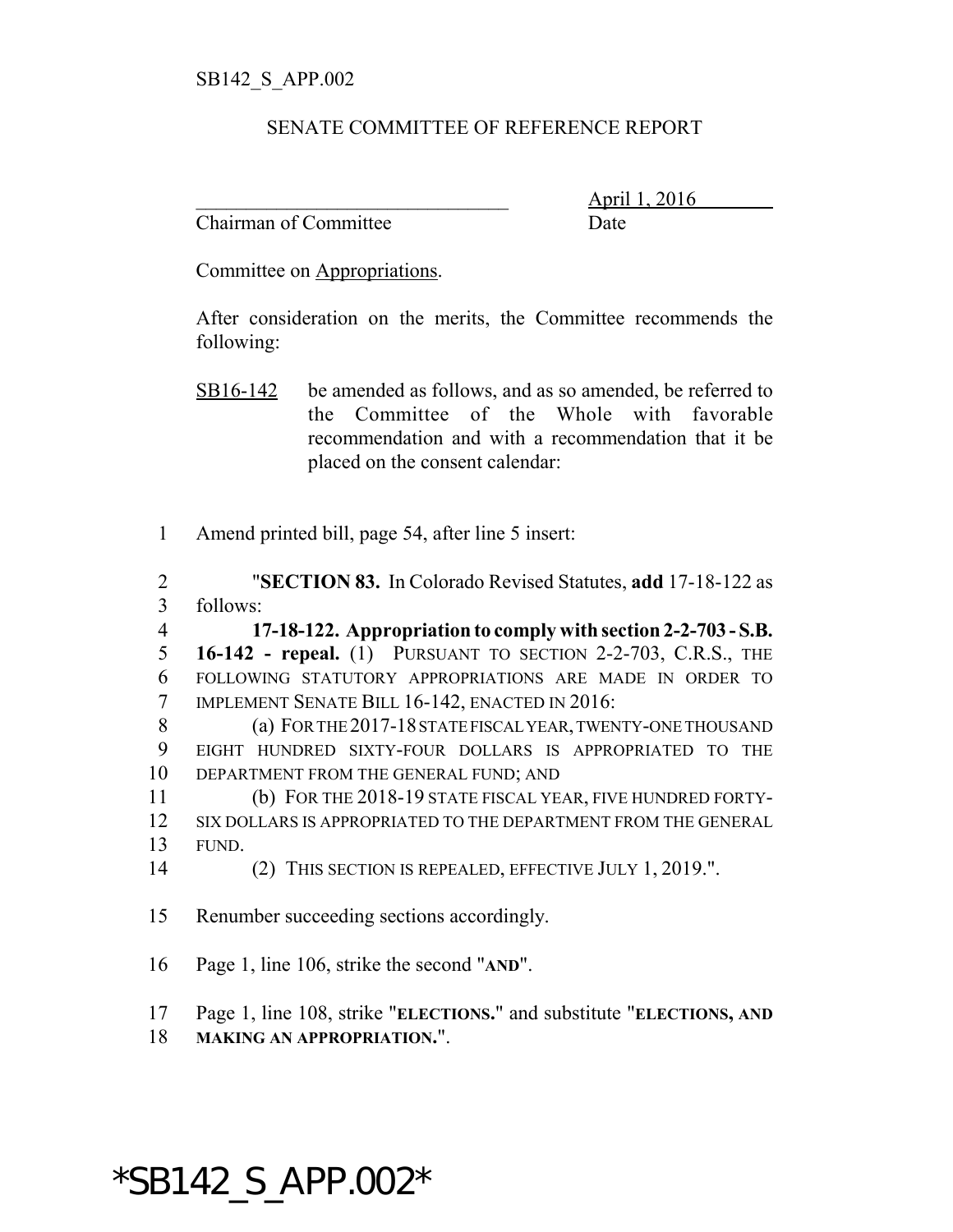SB142_S_APP.002

SENATE COMMITTEE OF REFERENCE REPORT

_______________________________ April 1, 2016
Chairman of Committee Date

Committee on Appropriations.

After consideration on the merits, the Committee recommends the following:

SB16-142 be amended as follows, and as so amended, be referred to the Committee of the Whole with favorable recommendation and with a recommendation that it be placed on the consent calendar:

1 Amend printed bill, page 54, after line 5 insert:

2 "**SECTION 83.** In Colorado Revised Statutes, **add** 17-18-122 as
3 follows:
4 **17-18-122. Appropriation to comply with section 2-2-703 - S.B.**
5 **16-142 - repeal.** (1) PURSUANT TO SECTION 2-2-703, C.R.S., THE
6 FOLLOWING STATUTORY APPROPRIATIONS ARE MADE IN ORDER TO
7 IMPLEMENT SENATE BILL 16-142, ENACTED IN 2016:
8 (a) FOR THE 2017-18 STATE FISCAL YEAR, TWENTY-ONE THOUSAND
9 EIGHT HUNDRED SIXTY-FOUR DOLLARS IS APPROPRIATED TO THE
10 DEPARTMENT FROM THE GENERAL FUND; AND
11 (b) FOR THE 2018-19 STATE FISCAL YEAR, FIVE HUNDRED FORTY-
12 SIX DOLLARS IS APPROPRIATED TO THE DEPARTMENT FROM THE GENERAL
13 FUND.
14 (2) THIS SECTION IS REPEALED, EFFECTIVE JULY 1, 2019.".

15 Renumber succeeding sections accordingly.

16 Page 1, line 106, strike the second "**AND**".

17 Page 1, line 108, strike "**ELECTIONS.**" and substitute "**ELECTIONS, AND**
18 **MAKING AN APPROPRIATION.**".

*SB142_S_APP.002*